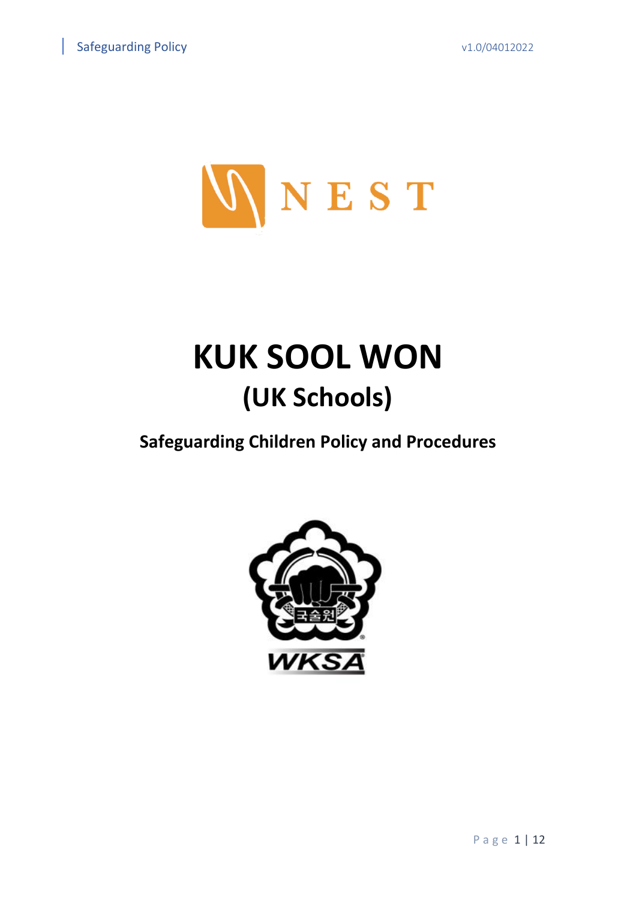# KUK SOOL WON

## (UK Schools)

### Safeguarding Children Policy and Procedures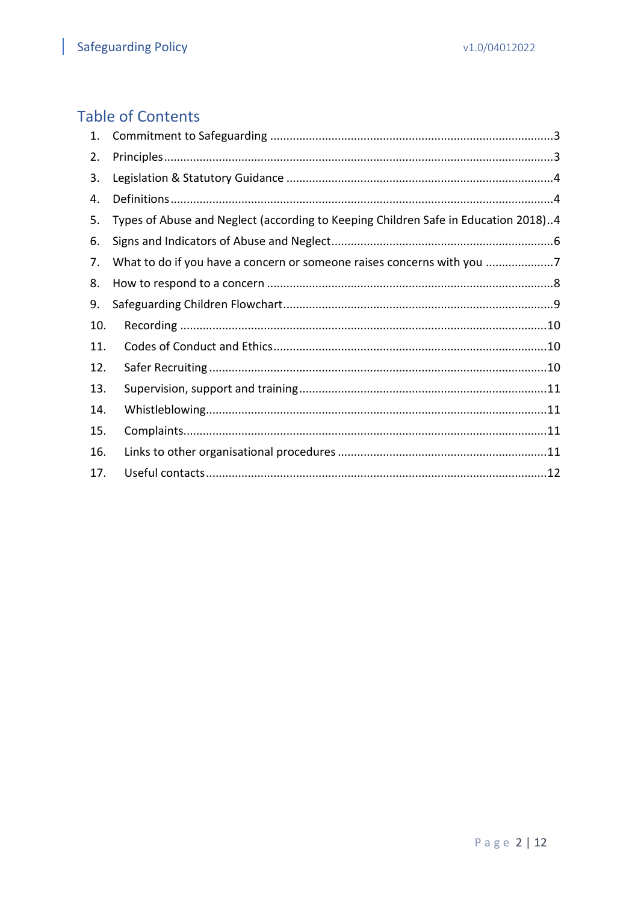## Table of Contents

1. Commitment to Safeguarding ........................................................................................3
2. Principles........................................................................................................................3
3. Legislation & Statutory Guidance ..................................................................................4
4. Definitions......................................................................................................................4
5. Types of Abuse and Neglect (according to Keeping Children Safe in Education 2018)..4
6. Signs and Indicators of Abuse and Neglect....................................................................6
7. What to do if you have a concern or someone raises concerns with you .....................7
8. How to respond to a concern ........................................................................................8
9. Safeguarding Children Flowchart...................................................................................9
10. Recording ................................................................................................................10
11. Codes of Conduct and Ethics...................................................................................10
12. Safer Recruiting .......................................................................................................10
13. Supervision, support and training...........................................................................11
14. Whistleblowing........................................................................................................11
15. Complaints...............................................................................................................11
16. Links to other organisational procedures ................................................................11
17. Useful contacts........................................................................................................12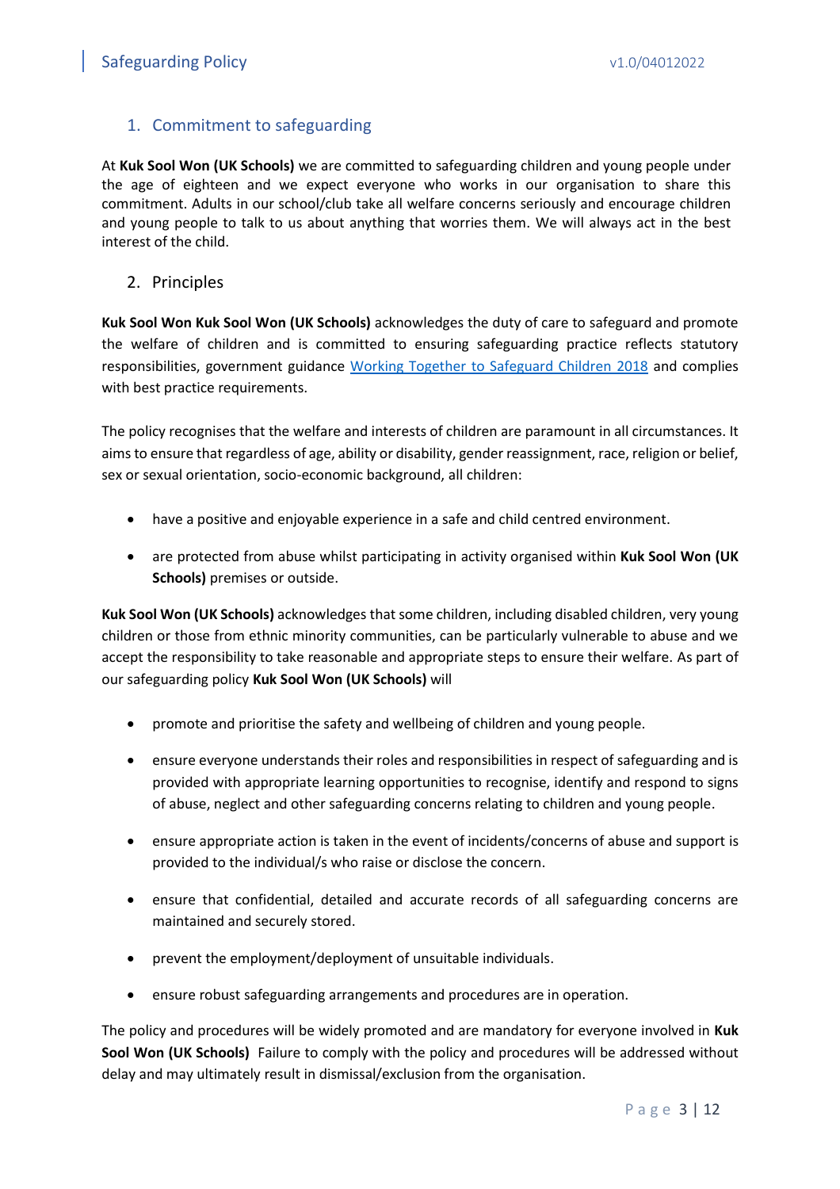## 1. Commitment to safeguarding

At **Kuk Sool Won (UK Schools)** we are committed to safeguarding children and young people under the age of eighteen and we expect everyone who works in our organisation to share this commitment. Adults in our school/club take all welfare concerns seriously and encourage children and young people to talk to us about anything that worries them. We will always act in the best interest of the child.

## 2. Principles

**Kuk Sool Won Kuk Sool Won (UK Schools)** acknowledges the duty of care to safeguard and promote the welfare of children and is committed to ensuring safeguarding practice reflects statutory responsibilities, government guidance Working Together to Safeguard Children 2018 and complies with best practice requirements.

The policy recognises that the welfare and interests of children are paramount in all circumstances. It aims to ensure that regardless of age, ability or disability, gender reassignment, race, religion or belief, sex or sexual orientation, socio-economic background, all children:

- have a positive and enjoyable experience in a safe and child centred environment.
- are protected from abuse whilst participating in activity organised within **Kuk Sool Won (UK Schools)** premises or outside.

**Kuk Sool Won (UK Schools)** acknowledges that some children, including disabled children, very young children or those from ethnic minority communities, can be particularly vulnerable to abuse and we accept the responsibility to take reasonable and appropriate steps to ensure their welfare. As part of our safeguarding policy **Kuk Sool Won (UK Schools)** will

- promote and prioritise the safety and wellbeing of children and young people.
- ensure everyone understands their roles and responsibilities in respect of safeguarding and is provided with appropriate learning opportunities to recognise, identify and respond to signs of abuse, neglect and other safeguarding concerns relating to children and young people.
- ensure appropriate action is taken in the event of incidents/concerns of abuse and support is provided to the individual/s who raise or disclose the concern.
- ensure that confidential, detailed and accurate records of all safeguarding concerns are maintained and securely stored.
- prevent the employment/deployment of unsuitable individuals.
- ensure robust safeguarding arrangements and procedures are in operation.

The policy and procedures will be widely promoted and are mandatory for everyone involved in **Kuk Sool Won (UK Schools)** Failure to comply with the policy and procedures will be addressed without delay and may ultimately result in dismissal/exclusion from the organisation.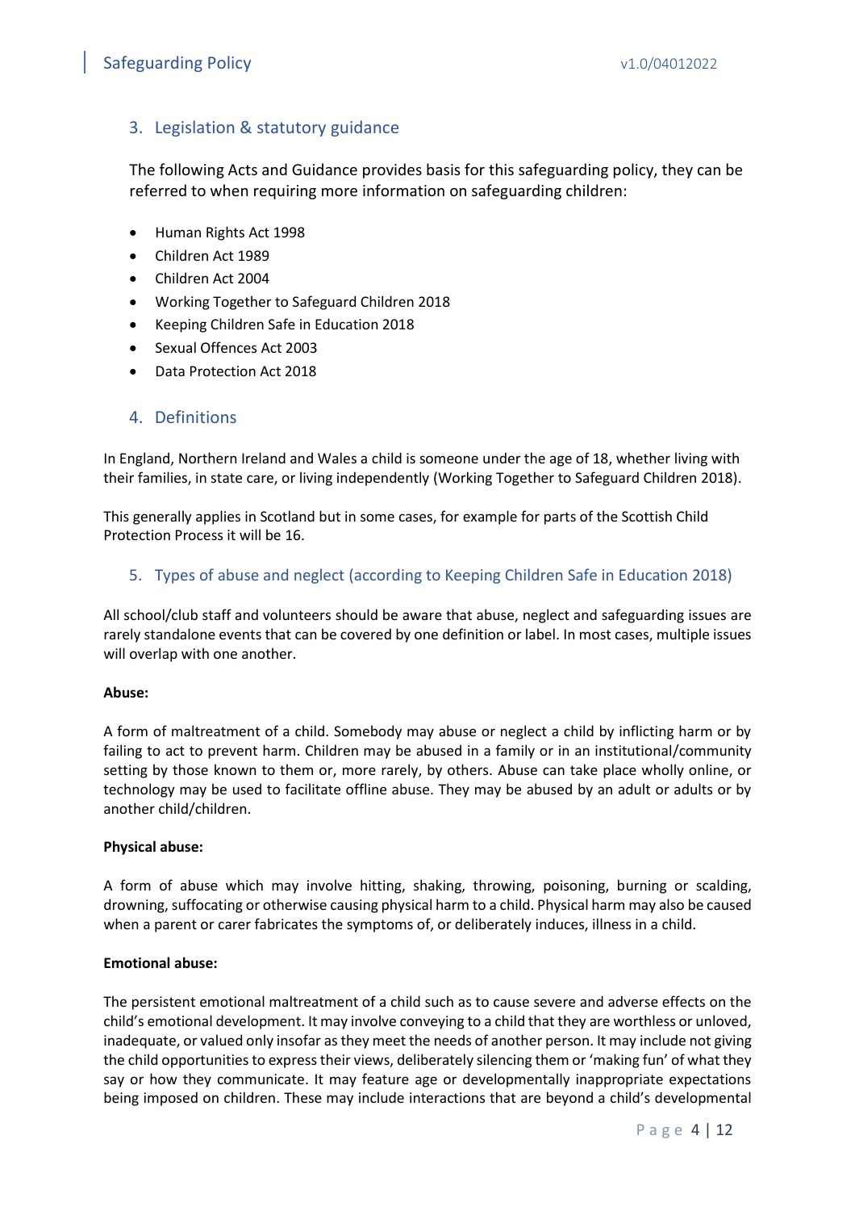## 3. Legislation & statutory guidance

The following Acts and Guidance provides basis for this safeguarding policy, they can be referred to when requiring more information on safeguarding children:

- Human Rights Act 1998
- Children Act 1989
- Children Act 2004
- Working Together to Safeguard Children 2018
- Keeping Children Safe in Education 2018
- Sexual Offences Act 2003
- Data Protection Act 2018

## 4. Definitions

In England, Northern Ireland and Wales a child is someone under the age of 18, whether living with their families, in state care, or living independently (Working Together to Safeguard Children 2018).

This generally applies in Scotland but in some cases, for example for parts of the Scottish Child Protection Process it will be 16.

## 5. Types of abuse and neglect (according to Keeping Children Safe in Education 2018)

All school/club staff and volunteers should be aware that abuse, neglect and safeguarding issues are rarely standalone events that can be covered by one definition or label. In most cases, multiple issues will overlap with one another.

**Abuse:**

A form of maltreatment of a child. Somebody may abuse or neglect a child by inflicting harm or by failing to act to prevent harm. Children may be abused in a family or in an institutional/community setting by those known to them or, more rarely, by others. Abuse can take place wholly online, or technology may be used to facilitate offline abuse. They may be abused by an adult or adults or by another child/children.

**Physical abuse:**

A form of abuse which may involve hitting, shaking, throwing, poisoning, burning or scalding, drowning, suffocating or otherwise causing physical harm to a child. Physical harm may also be caused when a parent or carer fabricates the symptoms of, or deliberately induces, illness in a child.

**Emotional abuse:**

The persistent emotional maltreatment of a child such as to cause severe and adverse effects on the child's emotional development. It may involve conveying to a child that they are worthless or unloved, inadequate, or valued only insofar as they meet the needs of another person. It may include not giving the child opportunities to express their views, deliberately silencing them or 'making fun' of what they say or how they communicate. It may feature age or developmentally inappropriate expectations being imposed on children. These may include interactions that are beyond a child's developmental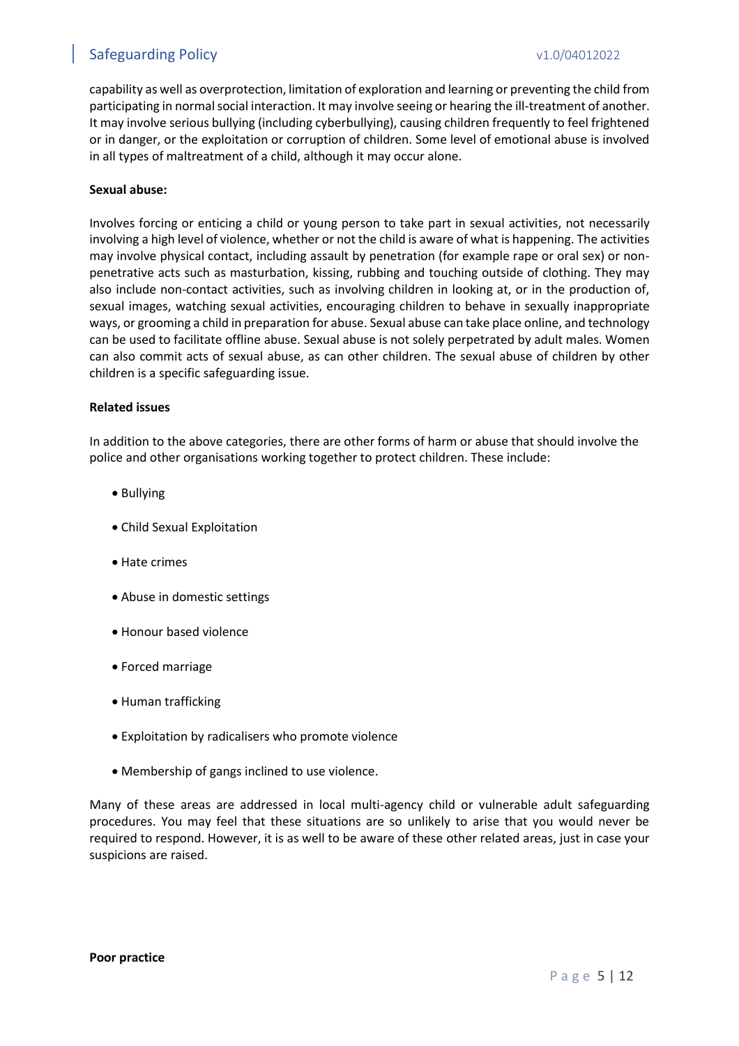capability as well as overprotection, limitation of exploration and learning or preventing the child from participating in normal social interaction. It may involve seeing or hearing the ill-treatment of another. It may involve serious bullying (including cyberbullying), causing children frequently to feel frightened or in danger, or the exploitation or corruption of children. Some level of emotional abuse is involved in all types of maltreatment of a child, although it may occur alone.

**Sexual abuse:**

Involves forcing or enticing a child or young person to take part in sexual activities, not necessarily involving a high level of violence, whether or not the child is aware of what is happening. The activities may involve physical contact, including assault by penetration (for example rape or oral sex) or non-penetrative acts such as masturbation, kissing, rubbing and touching outside of clothing. They may also include non-contact activities, such as involving children in looking at, or in the production of, sexual images, watching sexual activities, encouraging children to behave in sexually inappropriate ways, or grooming a child in preparation for abuse. Sexual abuse can take place online, and technology can be used to facilitate offline abuse. Sexual abuse is not solely perpetrated by adult males. Women can also commit acts of sexual abuse, as can other children. The sexual abuse of children by other children is a specific safeguarding issue.

**Related issues**

In addition to the above categories, there are other forms of harm or abuse that should involve the police and other organisations working together to protect children. These include:

- Bullying
- Child Sexual Exploitation
- Hate crimes
- Abuse in domestic settings
- Honour based violence
- Forced marriage
- Human trafficking
- Exploitation by radicalisers who promote violence
- Membership of gangs inclined to use violence.

Many of these areas are addressed in local multi-agency child or vulnerable adult safeguarding procedures. You may feel that these situations are so unlikely to arise that you would never be required to respond. However, it is as well to be aware of these other related areas, just in case your suspicions are raised.

**Poor practice**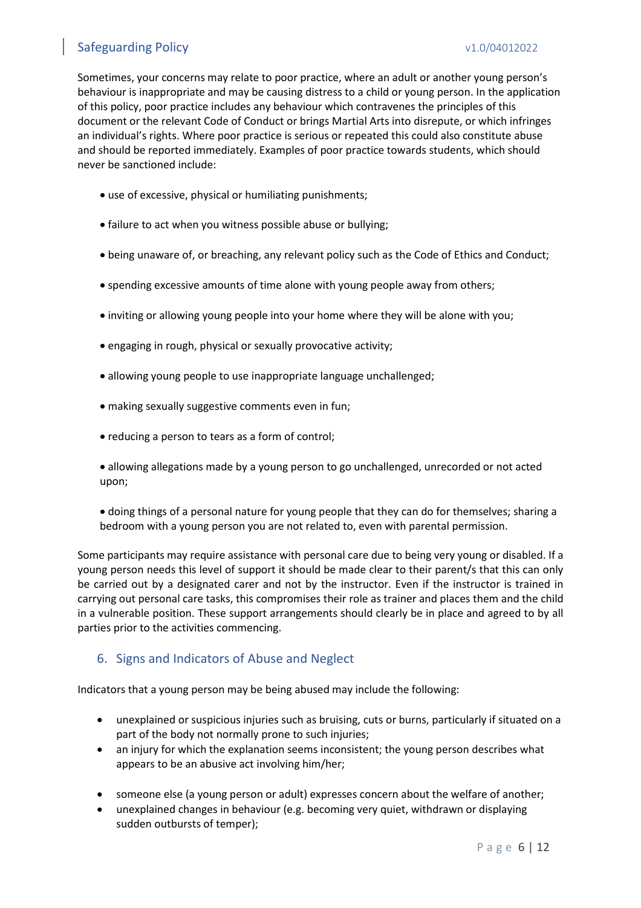Sometimes, your concerns may relate to poor practice, where an adult or another young person's behaviour is inappropriate and may be causing distress to a child or young person. In the application of this policy, poor practice includes any behaviour which contravenes the principles of this document or the relevant Code of Conduct or brings Martial Arts into disrepute, or which infringes an individual's rights. Where poor practice is serious or repeated this could also constitute abuse and should be reported immediately. Examples of poor practice towards students, which should never be sanctioned include:

- use of excessive, physical or humiliating punishments;
- failure to act when you witness possible abuse or bullying;
- being unaware of, or breaching, any relevant policy such as the Code of Ethics and Conduct;
- spending excessive amounts of time alone with young people away from others;
- inviting or allowing young people into your home where they will be alone with you;
- engaging in rough, physical or sexually provocative activity;
- allowing young people to use inappropriate language unchallenged;
- making sexually suggestive comments even in fun;
- reducing a person to tears as a form of control;
- allowing allegations made by a young person to go unchallenged, unrecorded or not acted upon;
- doing things of a personal nature for young people that they can do for themselves; sharing a bedroom with a young person you are not related to, even with parental permission.

Some participants may require assistance with personal care due to being very young or disabled. If a young person needs this level of support it should be made clear to their parent/s that this can only be carried out by a designated carer and not by the instructor. Even if the instructor is trained in carrying out personal care tasks, this compromises their role as trainer and places them and the child in a vulnerable position. These support arrangements should clearly be in place and agreed to by all parties prior to the activities commencing.

## 6. Signs and Indicators of Abuse and Neglect

Indicators that a young person may be being abused may include the following:

- unexplained or suspicious injuries such as bruising, cuts or burns, particularly if situated on a part of the body not normally prone to such injuries;
- an injury for which the explanation seems inconsistent; the young person describes what appears to be an abusive act involving him/her;
- someone else (a young person or adult) expresses concern about the welfare of another;
- unexplained changes in behaviour (e.g. becoming very quiet, withdrawn or displaying sudden outbursts of temper);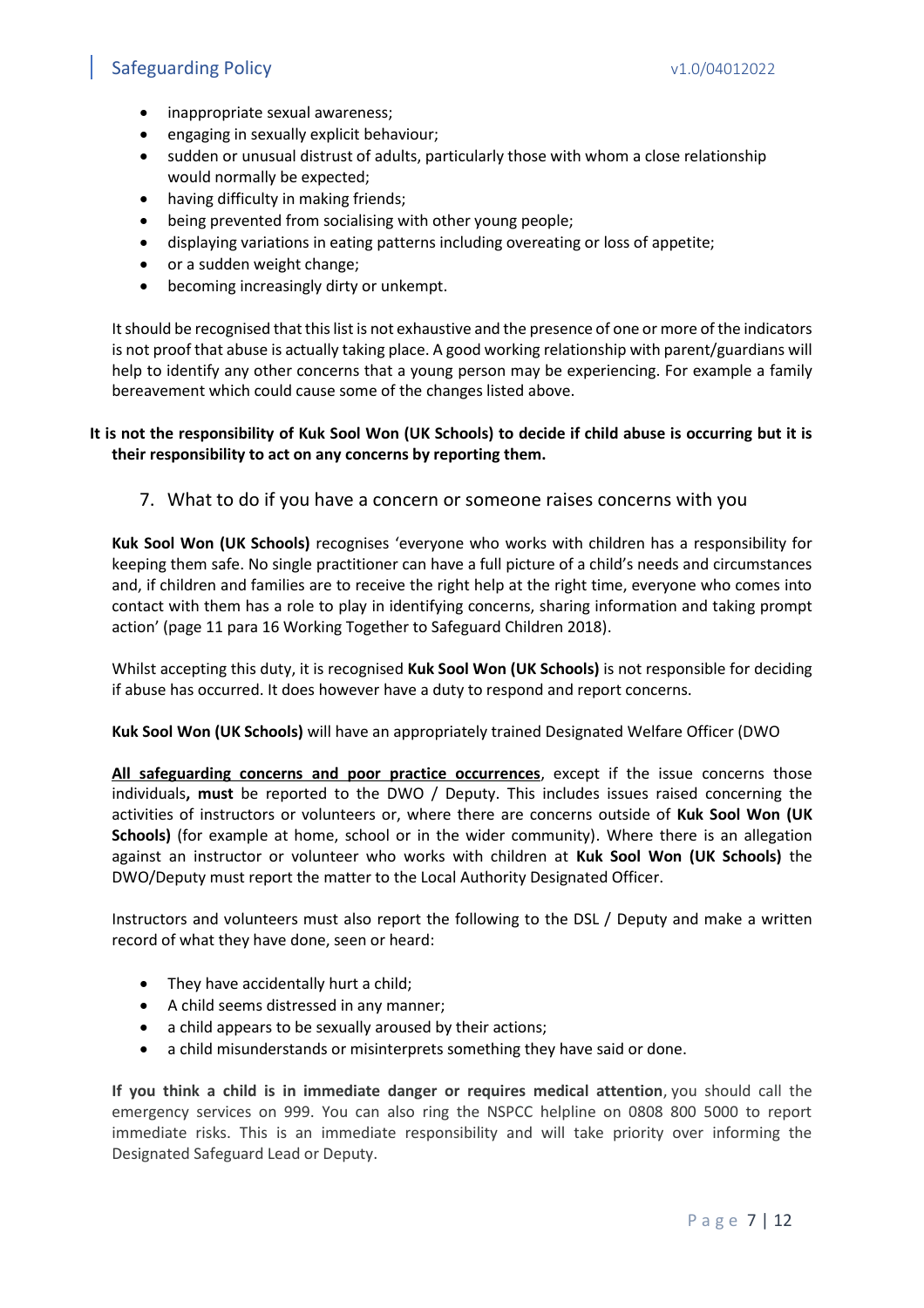- inappropriate sexual awareness;
- engaging in sexually explicit behaviour;
- sudden or unusual distrust of adults, particularly those with whom a close relationship would normally be expected;
- having difficulty in making friends;
- being prevented from socialising with other young people;
- displaying variations in eating patterns including overeating or loss of appetite;
- or a sudden weight change;
- becoming increasingly dirty or unkempt.

It should be recognised that this list is not exhaustive and the presence of one or more of the indicators is not proof that abuse is actually taking place. A good working relationship with parent/guardians will help to identify any other concerns that a young person may be experiencing. For example a family bereavement which could cause some of the changes listed above.

**It is not the responsibility of Kuk Sool Won (UK Schools) to decide if child abuse is occurring but it is their responsibility to act on any concerns by reporting them.**

## 7. What to do if you have a concern or someone raises concerns with you

**Kuk Sool Won (UK Schools)** recognises 'everyone who works with children has a responsibility for keeping them safe. No single practitioner can have a full picture of a child's needs and circumstances and, if children and families are to receive the right help at the right time, everyone who comes into contact with them has a role to play in identifying concerns, sharing information and taking prompt action' (page 11 para 16 Working Together to Safeguard Children 2018).

Whilst accepting this duty, it is recognised **Kuk Sool Won (UK Schools)** is not responsible for deciding if abuse has occurred. It does however have a duty to respond and report concerns.

**Kuk Sool Won (UK Schools)** will have an appropriately trained Designated Welfare Officer (DWO

**<u>All safeguarding concerns and poor practice occurrences</u>**, except if the issue concerns those individuals**, must** be reported to the DWO / Deputy. This includes issues raised concerning the activities of instructors or volunteers or, where there are concerns outside of **Kuk Sool Won (UK Schools)** (for example at home, school or in the wider community). Where there is an allegation against an instructor or volunteer who works with children at **Kuk Sool Won (UK Schools)** the DWO/Deputy must report the matter to the Local Authority Designated Officer.

Instructors and volunteers must also report the following to the DSL / Deputy and make a written record of what they have done, seen or heard:

- They have accidentally hurt a child;
- A child seems distressed in any manner;
- a child appears to be sexually aroused by their actions;
- a child misunderstands or misinterprets something they have said or done.

**If you think a child is in immediate danger or requires medical attention**, you should call the emergency services on 999. You can also ring the NSPCC helpline on 0808 800 5000 to report immediate risks. This is an immediate responsibility and will take priority over informing the Designated Safeguard Lead or Deputy.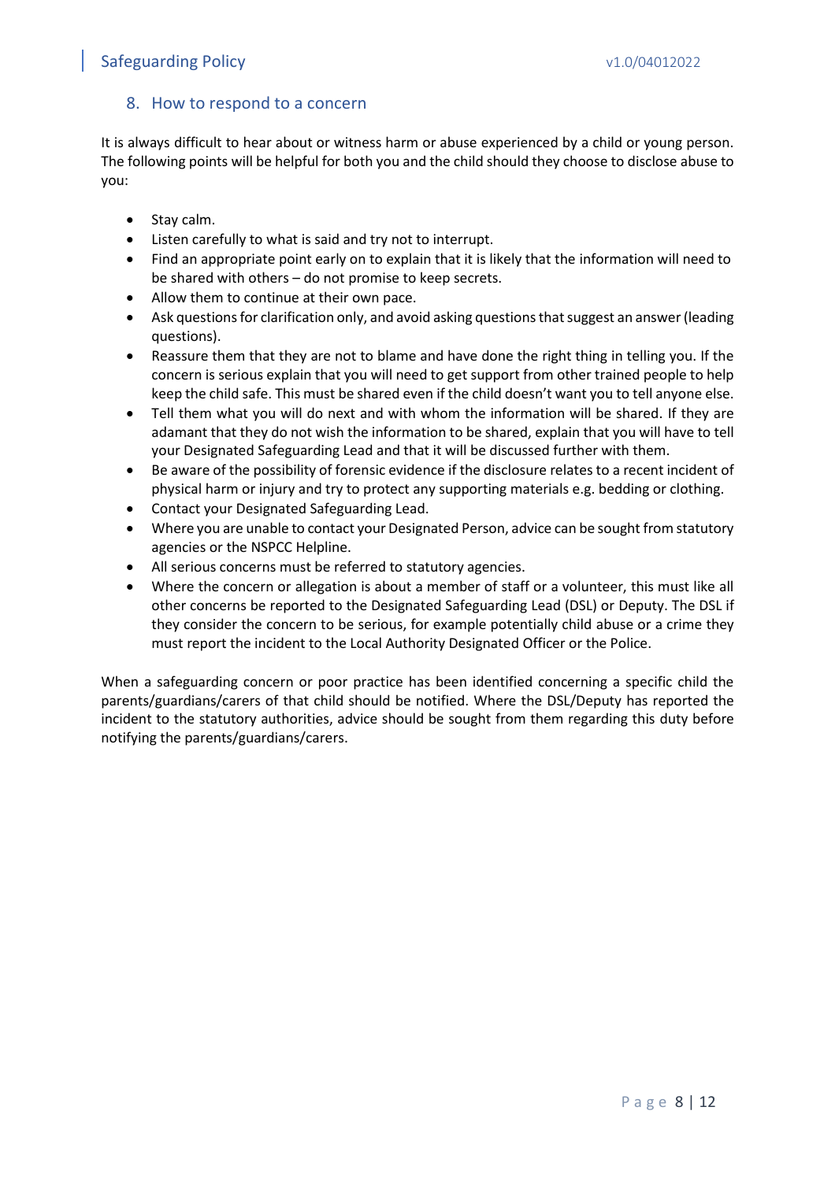## 8. How to respond to a concern

It is always difficult to hear about or witness harm or abuse experienced by a child or young person. The following points will be helpful for both you and the child should they choose to disclose abuse to you:

- Stay calm.
- Listen carefully to what is said and try not to interrupt.
- Find an appropriate point early on to explain that it is likely that the information will need to be shared with others – do not promise to keep secrets.
- Allow them to continue at their own pace.
- Ask questions for clarification only, and avoid asking questions that suggest an answer (leading questions).
- Reassure them that they are not to blame and have done the right thing in telling you. If the concern is serious explain that you will need to get support from other trained people to help keep the child safe. This must be shared even if the child doesn't want you to tell anyone else.
- Tell them what you will do next and with whom the information will be shared. If they are adamant that they do not wish the information to be shared, explain that you will have to tell your Designated Safeguarding Lead and that it will be discussed further with them.
- Be aware of the possibility of forensic evidence if the disclosure relates to a recent incident of physical harm or injury and try to protect any supporting materials e.g. bedding or clothing.
- Contact your Designated Safeguarding Lead.
- Where you are unable to contact your Designated Person, advice can be sought from statutory agencies or the NSPCC Helpline.
- All serious concerns must be referred to statutory agencies.
- Where the concern or allegation is about a member of staff or a volunteer, this must like all other concerns be reported to the Designated Safeguarding Lead (DSL) or Deputy. The DSL if they consider the concern to be serious, for example potentially child abuse or a crime they must report the incident to the Local Authority Designated Officer or the Police.

When a safeguarding concern or poor practice has been identified concerning a specific child the parents/guardians/carers of that child should be notified. Where the DSL/Deputy has reported the incident to the statutory authorities, advice should be sought from them regarding this duty before notifying the parents/guardians/carers.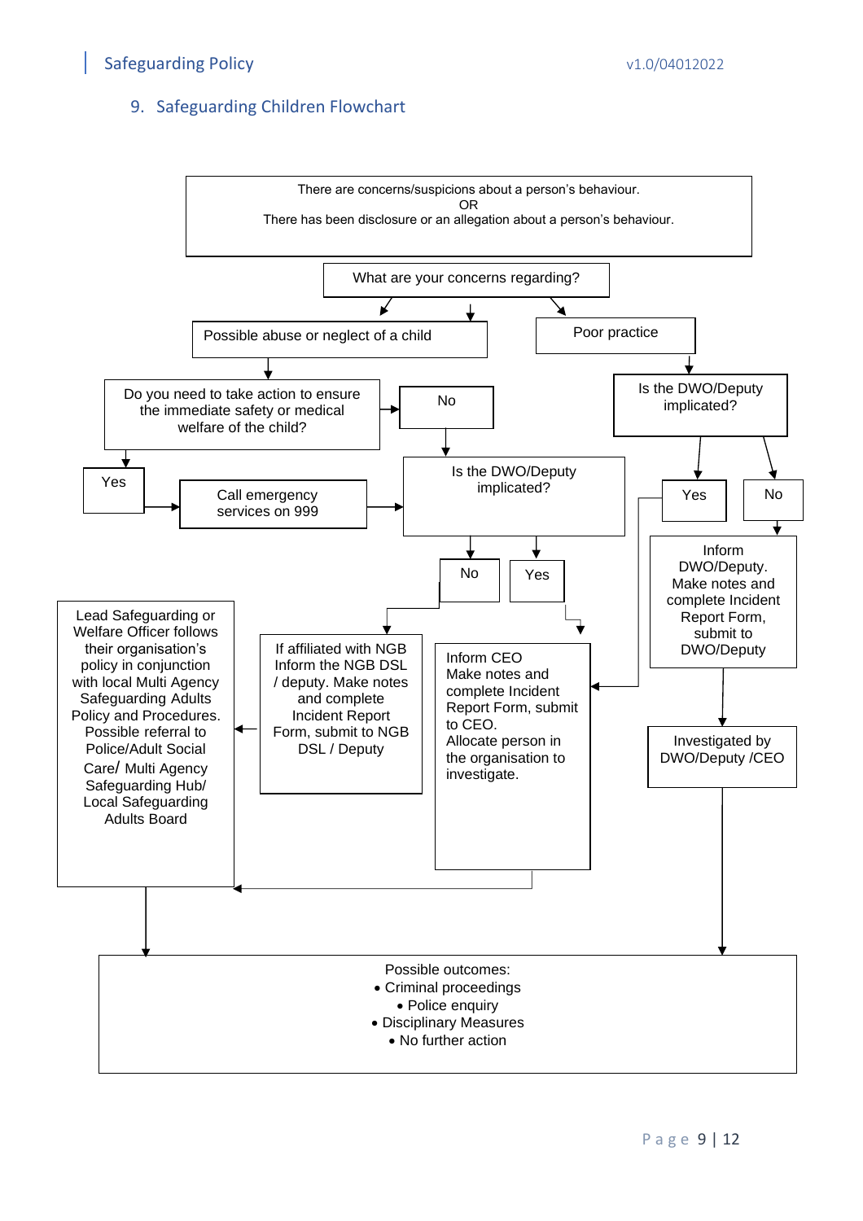## 9. Safeguarding Children Flowchart

There are concerns/suspicions about a person's behaviour.
OR
There has been disclosure or an allegation about a person's behaviour.

What are your concerns regarding?

Possible abuse or neglect of a child

Poor practice

Do you need to take action to ensure the immediate safety or medical welfare of the child?

No

Is the DWO/Deputy implicated?

Yes

Call emergency services on 999

Is the DWO/Deputy implicated?

Yes

No

No

Yes

Inform DWO/Deputy. Make notes and complete Incident Report Form, submit to DWO/Deputy

Lead Safeguarding or Welfare Officer follows their organisation's policy in conjunction with local Multi Agency Safeguarding Adults Policy and Procedures. Possible referral to Police/Adult Social Care/ Multi Agency Safeguarding Hub/ Local Safeguarding Adults Board

If affiliated with NGB Inform the NGB DSL / deputy. Make notes and complete Incident Report Form, submit to NGB DSL / Deputy

Inform CEO
Make notes and complete Incident Report Form, submit to CEO.
Allocate person in the organisation to investigate.

Investigated by DWO/Deputy /CEO

Possible outcomes:

- Criminal proceedings
- Police enquiry
- Disciplinary Measures
- No further action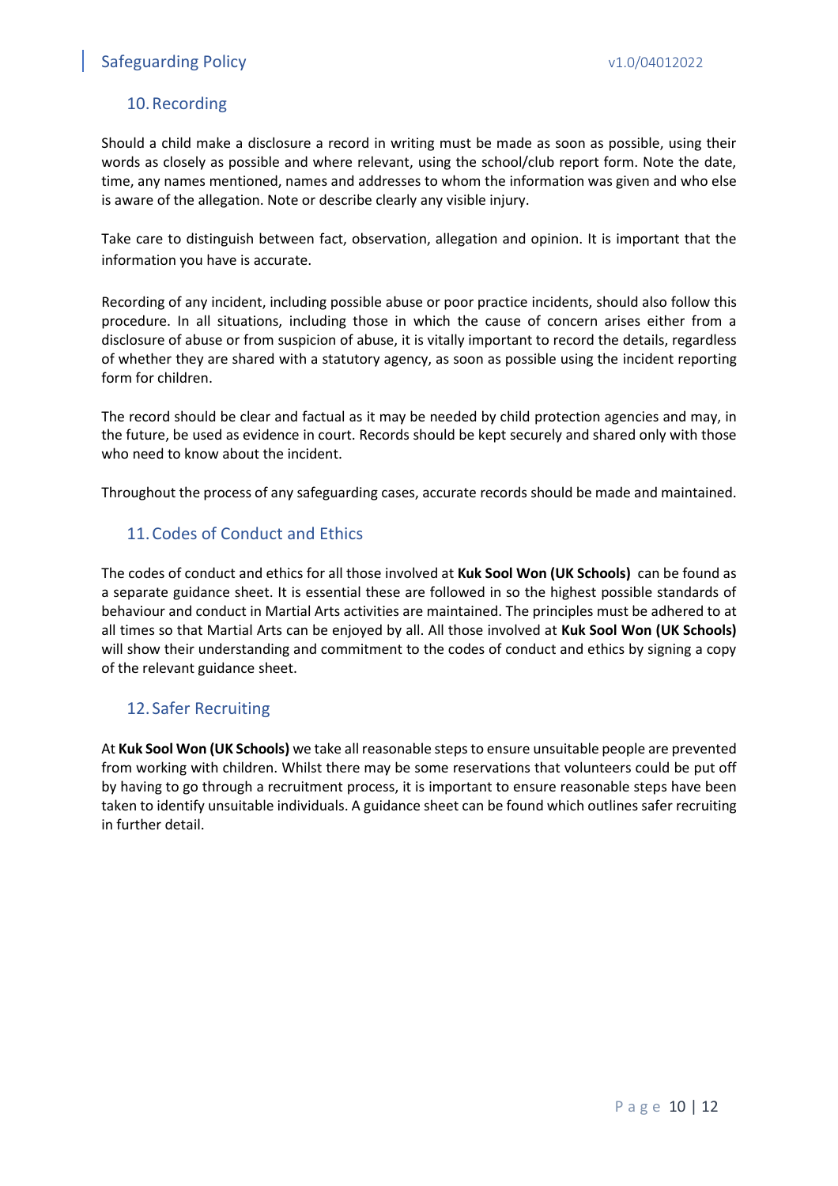## 10. Recording

Should a child make a disclosure a record in writing must be made as soon as possible, using their words as closely as possible and where relevant, using the school/club report form. Note the date, time, any names mentioned, names and addresses to whom the information was given and who else is aware of the allegation. Note or describe clearly any visible injury.

Take care to distinguish between fact, observation, allegation and opinion. It is important that the information you have is accurate.

Recording of any incident, including possible abuse or poor practice incidents, should also follow this procedure. In all situations, including those in which the cause of concern arises either from a disclosure of abuse or from suspicion of abuse, it is vitally important to record the details, regardless of whether they are shared with a statutory agency, as soon as possible using the incident reporting form for children.

The record should be clear and factual as it may be needed by child protection agencies and may, in the future, be used as evidence in court. Records should be kept securely and shared only with those who need to know about the incident.

Throughout the process of any safeguarding cases, accurate records should be made and maintained.

## 11. Codes of Conduct and Ethics

The codes of conduct and ethics for all those involved at **Kuk Sool Won (UK Schools)** can be found as a separate guidance sheet. It is essential these are followed in so the highest possible standards of behaviour and conduct in Martial Arts activities are maintained. The principles must be adhered to at all times so that Martial Arts can be enjoyed by all. All those involved at **Kuk Sool Won (UK Schools)** will show their understanding and commitment to the codes of conduct and ethics by signing a copy of the relevant guidance sheet.

## 12. Safer Recruiting

At **Kuk Sool Won (UK Schools)** we take all reasonable steps to ensure unsuitable people are prevented from working with children. Whilst there may be some reservations that volunteers could be put off by having to go through a recruitment process, it is important to ensure reasonable steps have been taken to identify unsuitable individuals. A guidance sheet can be found which outlines safer recruiting in further detail.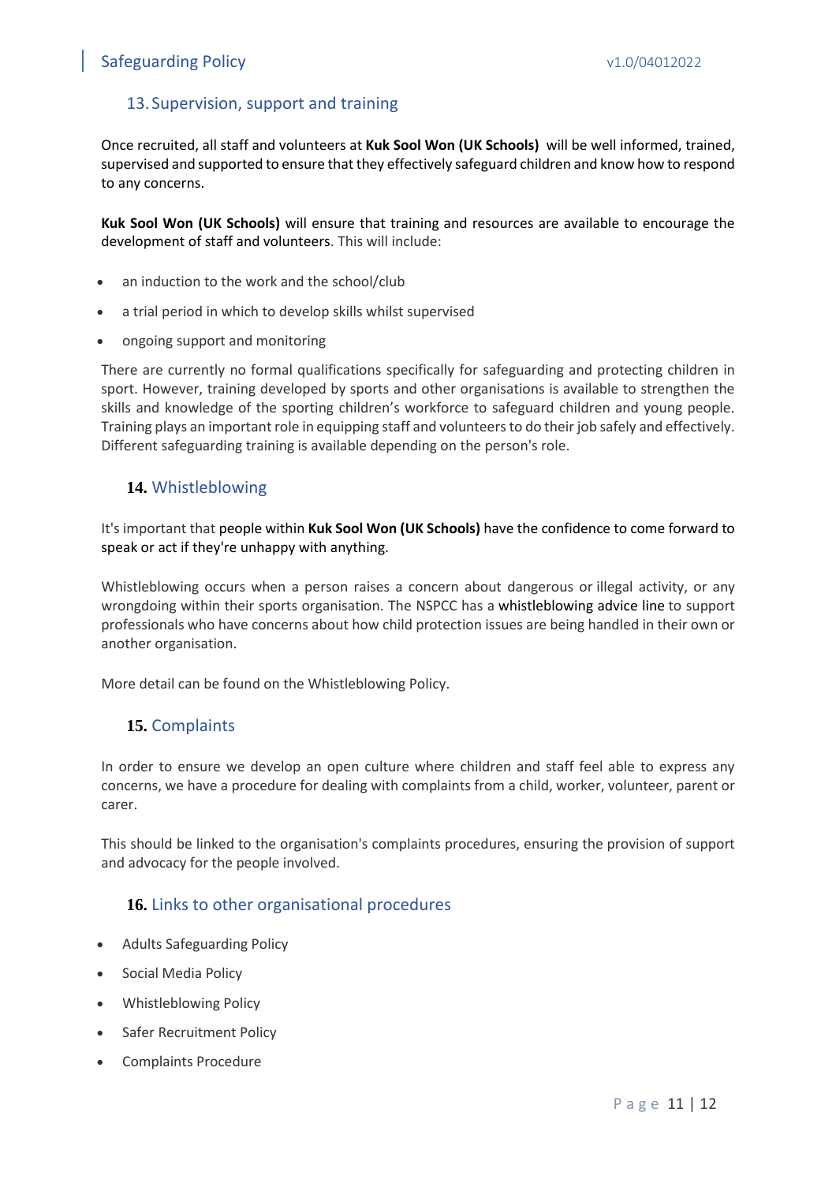## 13. Supervision, support and training

Once recruited, all staff and volunteers at **Kuk Sool Won (UK Schools)** will be well informed, trained, supervised and supported to ensure that they effectively safeguard children and know how to respond to any concerns.

**Kuk Sool Won (UK Schools)** will ensure that training and resources are available to encourage the development of staff and volunteers. This will include:

- an induction to the work and the school/club
- a trial period in which to develop skills whilst supervised
- ongoing support and monitoring

There are currently no formal qualifications specifically for safeguarding and protecting children in sport. However, training developed by sports and other organisations is available to strengthen the skills and knowledge of the sporting children's workforce to safeguard children and young people. Training plays an important role in equipping staff and volunteers to do their job safely and effectively. Different safeguarding training is available depending on the person's role.

## 14. Whistleblowing

It's important that people within **Kuk Sool Won (UK Schools)** have the confidence to come forward to speak or act if they're unhappy with anything.

Whistleblowing occurs when a person raises a concern about dangerous or illegal activity, or any wrongdoing within their sports organisation. The NSPCC has a whistleblowing advice line to support professionals who have concerns about how child protection issues are being handled in their own or another organisation.

More detail can be found on the Whistleblowing Policy.

## 15. Complaints

In order to ensure we develop an open culture where children and staff feel able to express any concerns, we have a procedure for dealing with complaints from a child, worker, volunteer, parent or carer.

This should be linked to the organisation's complaints procedures, ensuring the provision of support and advocacy for the people involved.

## 16. Links to other organisational procedures

- Adults Safeguarding Policy
- Social Media Policy
- Whistleblowing Policy
- Safer Recruitment Policy
- Complaints Procedure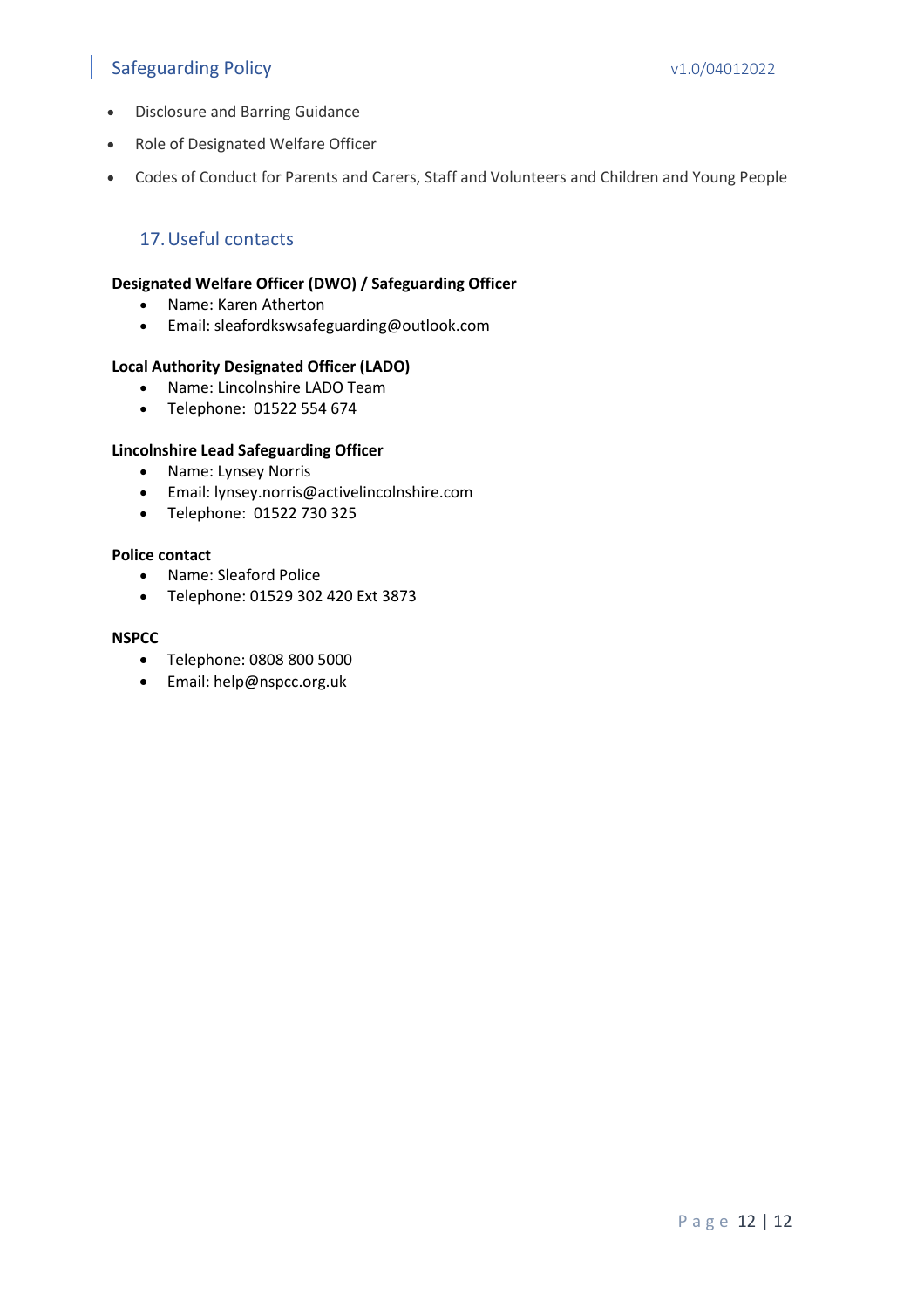- Disclosure and Barring Guidance
- Role of Designated Welfare Officer
- Codes of Conduct for Parents and Carers, Staff and Volunteers and Children and Young People

## 17. Useful contacts

**Designated Welfare Officer (DWO) / Safeguarding Officer**

- Name: Karen Atherton
- Email: sleafordkswsafeguarding@outlook.com

**Local Authority Designated Officer (LADO)**

- Name: Lincolnshire LADO Team
- Telephone: 01522 554 674

**Lincolnshire Lead Safeguarding Officer**

- Name: Lynsey Norris
- Email: lynsey.norris@activelincolnshire.com
- Telephone: 01522 730 325

**Police contact**

- Name: Sleaford Police
- Telephone: 01529 302 420 Ext 3873

**NSPCC**

- Telephone: 0808 800 5000
- Email: help@nspcc.org.uk